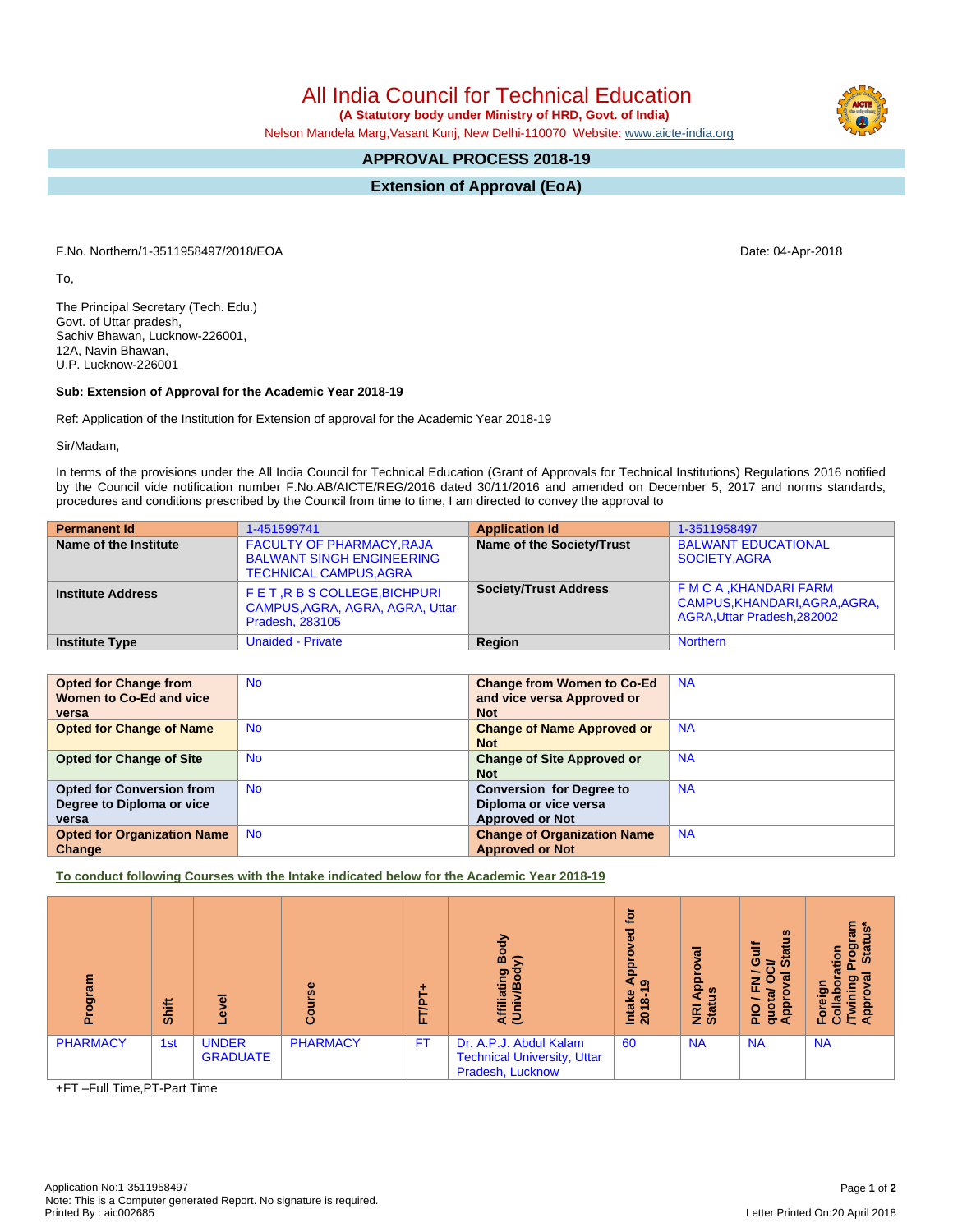# All India Council for Technical Education

**(A Statutory body under Ministry of HRD, Govt. of India)**

Nelson Mandela Marg,Vasant Kunj, New Delhi-110070 Website: www.aicte-india.org

## APPROVAL PROCESS 2018-19

## Extension of Approval (EoA)

F.No. Northern/1-3511958497/2018/EOA

Date: 04-Apr-2018

To,

The Principal Secretary (Tech. Edu.)
Govt. of Uttar pradesh,
Sachiv Bhawan, Lucknow-226001,
12A, Navin Bhawan,
U.P. Lucknow-226001

**Sub: Extension of Approval for the Academic Year 2018-19**

Ref: Application of the Institution for Extension of approval for the Academic Year 2018-19

Sir/Madam,

In terms of the provisions under the All India Council for Technical Education (Grant of Approvals for Technical Institutions) Regulations 2016 notified by the Council vide notification number F.No.AB/AICTE/REG/2016 dated 30/11/2016 and amended on December 5, 2017 and norms standards, procedures and conditions prescribed by the Council from time to time, I am directed to convey the approval to

| **Permanent Id** | 1-451599741 | **Application Id** | 1-3511958497 |
|---|---|---|---|
| **Name of the Institute** | FACULTY OF PHARMACY,RAJA BALWANT SINGH ENGINEERING TECHNICAL CAMPUS,AGRA | **Name of the Society/Trust** | BALWANT EDUCATIONAL SOCIETY,AGRA |
| **Institute Address** | F E T ,R B S COLLEGE,BICHPURI CAMPUS,AGRA, AGRA, AGRA, Uttar Pradesh, 283105 | **Society/Trust Address** | F M C A ,KHANDARI FARM CAMPUS,KHANDARI,AGRA,AGRA, AGRA,Uttar Pradesh,282002 |
| **Institute Type** | Unaided - Private | **Region** | Northern |

| **Opted for Change from Women to Co-Ed and vice versa** | No | **Change from Women to Co-Ed and vice versa Approved or Not** | NA |
|---|---|---|---|
| **Opted for Change of Name** | No | **Change of Name Approved or Not** | NA |
| **Opted for Change of Site** | No | **Change of Site Approved or Not** | NA |
| **Opted for Conversion from Degree to Diploma or vice versa** | No | **Conversion for Degree to Diploma or vice versa Approved or Not** | NA |
| **Opted for Organization Name Change** | No | **Change of Organization Name Approved or Not** | NA |

**To conduct following Courses with the Intake indicated below for the Academic Year 2018-19**

| Program | Shift | Level | Course | FT/PT+ | Affiliating Body (Univ/Body) | Intake Approved for 2018-19 | NRI Approval Status | PIO / FN / Gulf quota/ OCI/ Approval Status | Foreign Collaboration /Twining Program Approval Status* |
|---|---|---|---|---|---|---|---|---|---|
| PHARMACY | 1st | UNDER GRADUATE | PHARMACY | FT | Dr. A.P.J. Abdul Kalam Technical University, Uttar Pradesh, Lucknow | 60 | NA | NA | NA |

+FT –Full Time,PT-Part Time

Application No:1-3511958497
Note: This is a Computer generated Report. No signature is required.
Printed By : aic002685

Letter Printed On:20 April 2018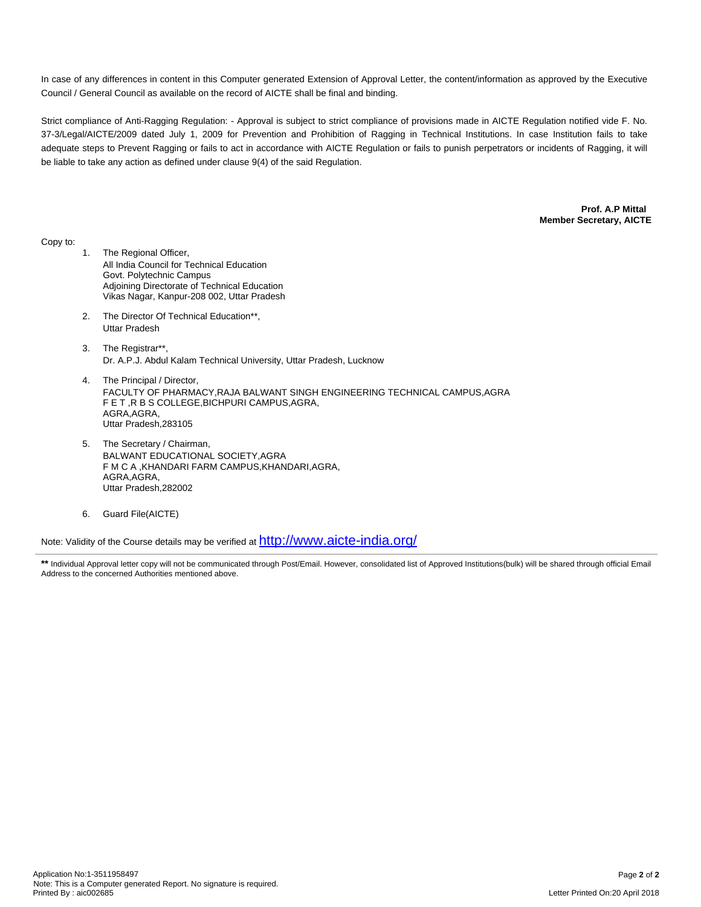In case of any differences in content in this Computer generated Extension of Approval Letter, the content/information as approved by the Executive Council / General Council as available on the record of AICTE shall be final and binding.

Strict compliance of Anti-Ragging Regulation: - Approval is subject to strict compliance of provisions made in AICTE Regulation notified vide F. No. 37-3/Legal/AICTE/2009 dated July 1, 2009 for Prevention and Prohibition of Ragging in Technical Institutions. In case Institution fails to take adequate steps to Prevent Ragging or fails to act in accordance with AICTE Regulation or fails to punish perpetrators or incidents of Ragging, it will be liable to take any action as defined under clause 9(4) of the said Regulation.

**Prof. A.P Mittal**
**Member Secretary, AICTE**

Copy to:

1. The Regional Officer,
   All India Council for Technical Education
   Govt. Polytechnic Campus
   Adjoining Directorate of Technical Education
   Vikas Nagar, Kanpur-208 002, Uttar Pradesh

2. The Director Of Technical Education**,
   Uttar Pradesh

3. The Registrar**,
   Dr. A.P.J. Abdul Kalam Technical University, Uttar Pradesh, Lucknow

4. The Principal / Director,
   FACULTY OF PHARMACY,RAJA BALWANT SINGH ENGINEERING TECHNICAL CAMPUS,AGRA
   F E T ,R B S COLLEGE,BICHPURI CAMPUS,AGRA,
   AGRA,AGRA,
   Uttar Pradesh,283105

5. The Secretary / Chairman,
   BALWANT EDUCATIONAL SOCIETY,AGRA
   F M C A ,KHANDARI FARM CAMPUS,KHANDARI,AGRA,
   AGRA,AGRA,
   Uttar Pradesh,282002

6. Guard File(AICTE)

Note: Validity of the Course details may be verified at http://www.aicte-india.org/

---

**** Individual Approval letter copy will not be communicated through Post/Email. However, consolidated list of Approved Institutions(bulk) will be shared through official Email Address to the concerned Authorities mentioned above.

Application No:1-3511958497
Note: This is a Computer generated Report. No signature is required.
Printed By : aic002685

Letter Printed On:20 April 2018